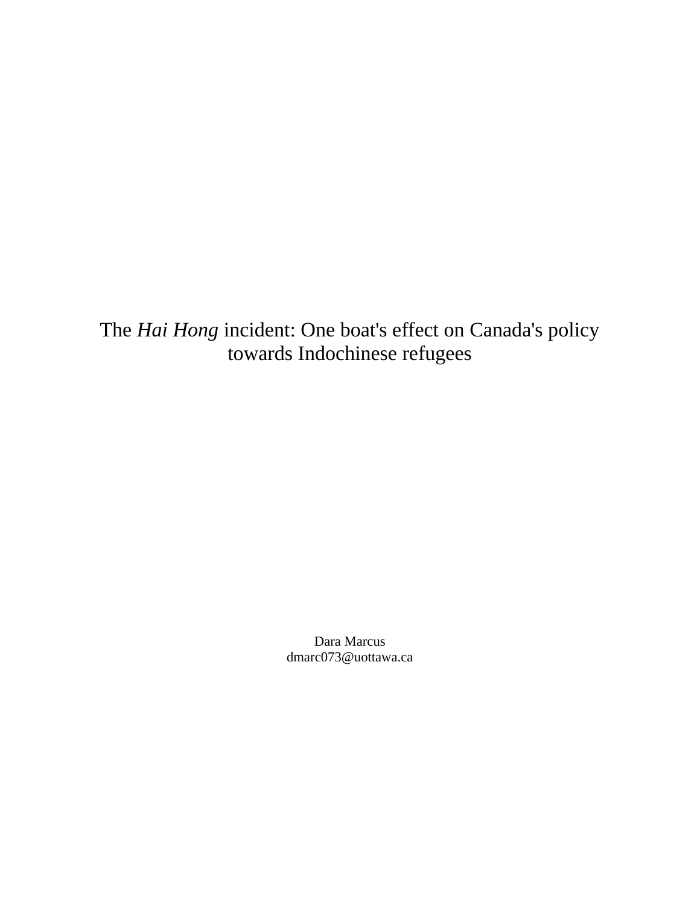# The *Hai Hong* incident: One boat's effect on Canada's policy towards Indochinese refugees

Dara Marcus
dmarc073@uottawa.ca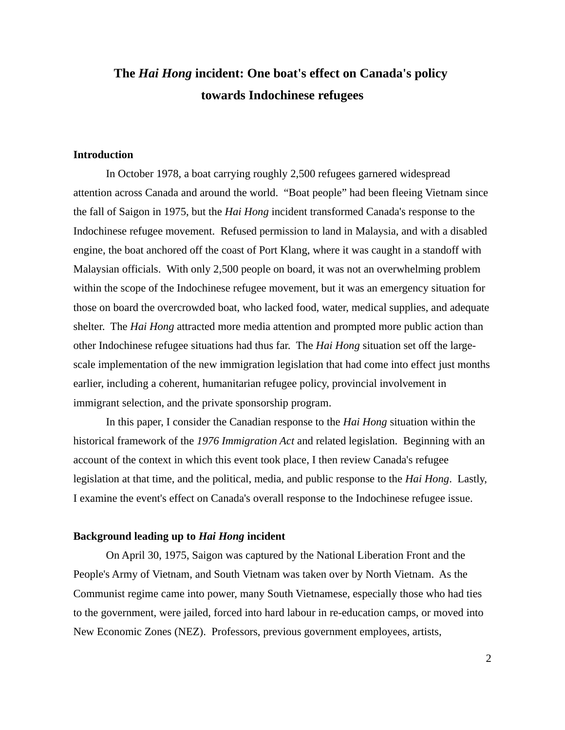# The *Hai Hong* incident: One boat's effect on Canada's policy towards Indochinese refugees

## Introduction

In October 1978, a boat carrying roughly 2,500 refugees garnered widespread attention across Canada and around the world. "Boat people" had been fleeing Vietnam since the fall of Saigon in 1975, but the *Hai Hong* incident transformed Canada's response to the Indochinese refugee movement. Refused permission to land in Malaysia, and with a disabled engine, the boat anchored off the coast of Port Klang, where it was caught in a standoff with Malaysian officials. With only 2,500 people on board, it was not an overwhelming problem within the scope of the Indochinese refugee movement, but it was an emergency situation for those on board the overcrowded boat, who lacked food, water, medical supplies, and adequate shelter. The *Hai Hong* attracted more media attention and prompted more public action than other Indochinese refugee situations had thus far. The *Hai Hong* situation set off the large-scale implementation of the new immigration legislation that had come into effect just months earlier, including a coherent, humanitarian refugee policy, provincial involvement in immigrant selection, and the private sponsorship program.

In this paper, I consider the Canadian response to the *Hai Hong* situation within the historical framework of the *1976 Immigration Act* and related legislation. Beginning with an account of the context in which this event took place, I then review Canada's refugee legislation at that time, and the political, media, and public response to the *Hai Hong*. Lastly, I examine the event's effect on Canada's overall response to the Indochinese refugee issue.

## Background leading up to *Hai Hong* incident

On April 30, 1975, Saigon was captured by the National Liberation Front and the People's Army of Vietnam, and South Vietnam was taken over by North Vietnam. As the Communist regime came into power, many South Vietnamese, especially those who had ties to the government, were jailed, forced into hard labour in re-education camps, or moved into New Economic Zones (NEZ). Professors, previous government employees, artists,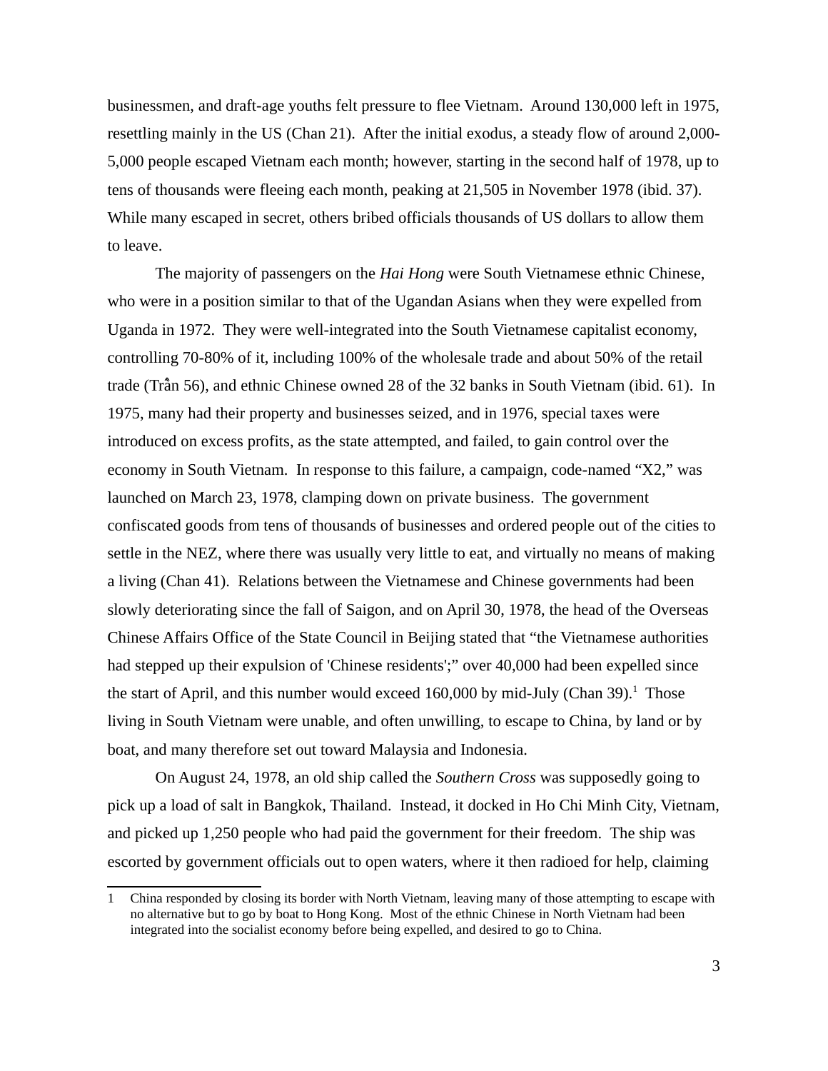businessmen, and draft-age youths felt pressure to flee Vietnam. Around 130,000 left in 1975, resettling mainly in the US (Chan 21). After the initial exodus, a steady flow of around 2,000-5,000 people escaped Vietnam each month; however, starting in the second half of 1978, up to tens of thousands were fleeing each month, peaking at 21,505 in November 1978 (ibid. 37). While many escaped in secret, others bribed officials thousands of US dollars to allow them to leave.

The majority of passengers on the *Hai Hong* were South Vietnamese ethnic Chinese, who were in a position similar to that of the Ugandan Asians when they were expelled from Uganda in 1972. They were well-integrated into the South Vietnamese capitalist economy, controlling 70-80% of it, including 100% of the wholesale trade and about 50% of the retail trade (Trần 56), and ethnic Chinese owned 28 of the 32 banks in South Vietnam (ibid. 61). In 1975, many had their property and businesses seized, and in 1976, special taxes were introduced on excess profits, as the state attempted, and failed, to gain control over the economy in South Vietnam. In response to this failure, a campaign, code-named "X2," was launched on March 23, 1978, clamping down on private business. The government confiscated goods from tens of thousands of businesses and ordered people out of the cities to settle in the NEZ, where there was usually very little to eat, and virtually no means of making a living (Chan 41). Relations between the Vietnamese and Chinese governments had been slowly deteriorating since the fall of Saigon, and on April 30, 1978, the head of the Overseas Chinese Affairs Office of the State Council in Beijing stated that "the Vietnamese authorities had stepped up their expulsion of 'Chinese residents';" over 40,000 had been expelled since the start of April, and this number would exceed 160,000 by mid-July (Chan 39).[1] Those living in South Vietnam were unable, and often unwilling, to escape to China, by land or by boat, and many therefore set out toward Malaysia and Indonesia.

On August 24, 1978, an old ship called the *Southern Cross* was supposedly going to pick up a load of salt in Bangkok, Thailand. Instead, it docked in Ho Chi Minh City, Vietnam, and picked up 1,250 people who had paid the government for their freedom. The ship was escorted by government officials out to open waters, where it then radioed for help, claiming

---

1 China responded by closing its border with North Vietnam, leaving many of those attempting to escape with no alternative but to go by boat to Hong Kong. Most of the ethnic Chinese in North Vietnam had been integrated into the socialist economy before being expelled, and desired to go to China.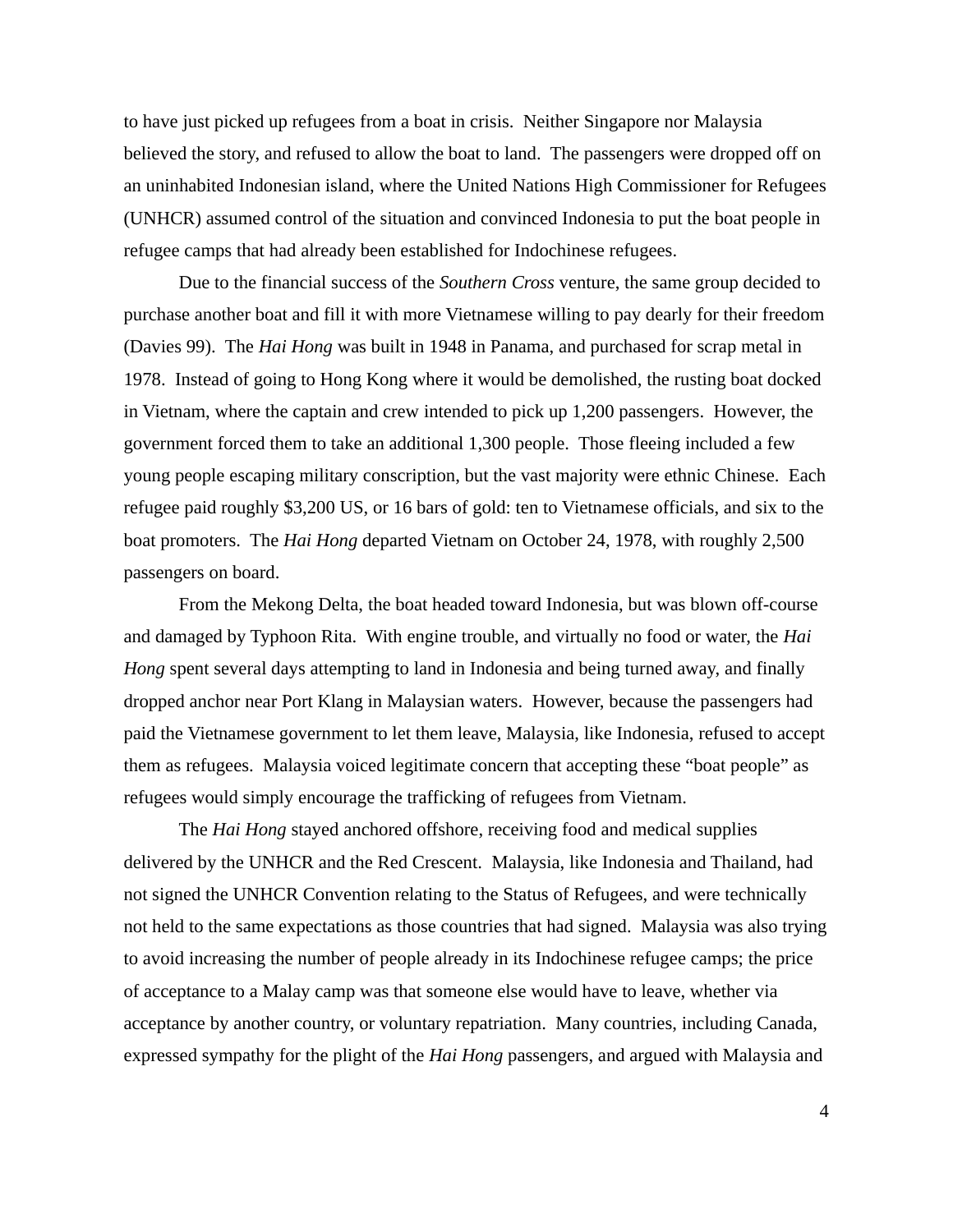to have just picked up refugees from a boat in crisis. Neither Singapore nor Malaysia believed the story, and refused to allow the boat to land. The passengers were dropped off on an uninhabited Indonesian island, where the United Nations High Commissioner for Refugees (UNHCR) assumed control of the situation and convinced Indonesia to put the boat people in refugee camps that had already been established for Indochinese refugees.

Due to the financial success of the *Southern Cross* venture, the same group decided to purchase another boat and fill it with more Vietnamese willing to pay dearly for their freedom (Davies 99). The *Hai Hong* was built in 1948 in Panama, and purchased for scrap metal in 1978. Instead of going to Hong Kong where it would be demolished, the rusting boat docked in Vietnam, where the captain and crew intended to pick up 1,200 passengers. However, the government forced them to take an additional 1,300 people. Those fleeing included a few young people escaping military conscription, but the vast majority were ethnic Chinese. Each refugee paid roughly $3,200 US, or 16 bars of gold: ten to Vietnamese officials, and six to the boat promoters. The *Hai Hong* departed Vietnam on October 24, 1978, with roughly 2,500 passengers on board.

From the Mekong Delta, the boat headed toward Indonesia, but was blown off-course and damaged by Typhoon Rita. With engine trouble, and virtually no food or water, the *Hai Hong* spent several days attempting to land in Indonesia and being turned away, and finally dropped anchor near Port Klang in Malaysian waters. However, because the passengers had paid the Vietnamese government to let them leave, Malaysia, like Indonesia, refused to accept them as refugees. Malaysia voiced legitimate concern that accepting these "boat people" as refugees would simply encourage the trafficking of refugees from Vietnam.

The *Hai Hong* stayed anchored offshore, receiving food and medical supplies delivered by the UNHCR and the Red Crescent. Malaysia, like Indonesia and Thailand, had not signed the UNHCR Convention relating to the Status of Refugees, and were technically not held to the same expectations as those countries that had signed. Malaysia was also trying to avoid increasing the number of people already in its Indochinese refugee camps; the price of acceptance to a Malay camp was that someone else would have to leave, whether via acceptance by another country, or voluntary repatriation. Many countries, including Canada, expressed sympathy for the plight of the *Hai Hong* passengers, and argued with Malaysia and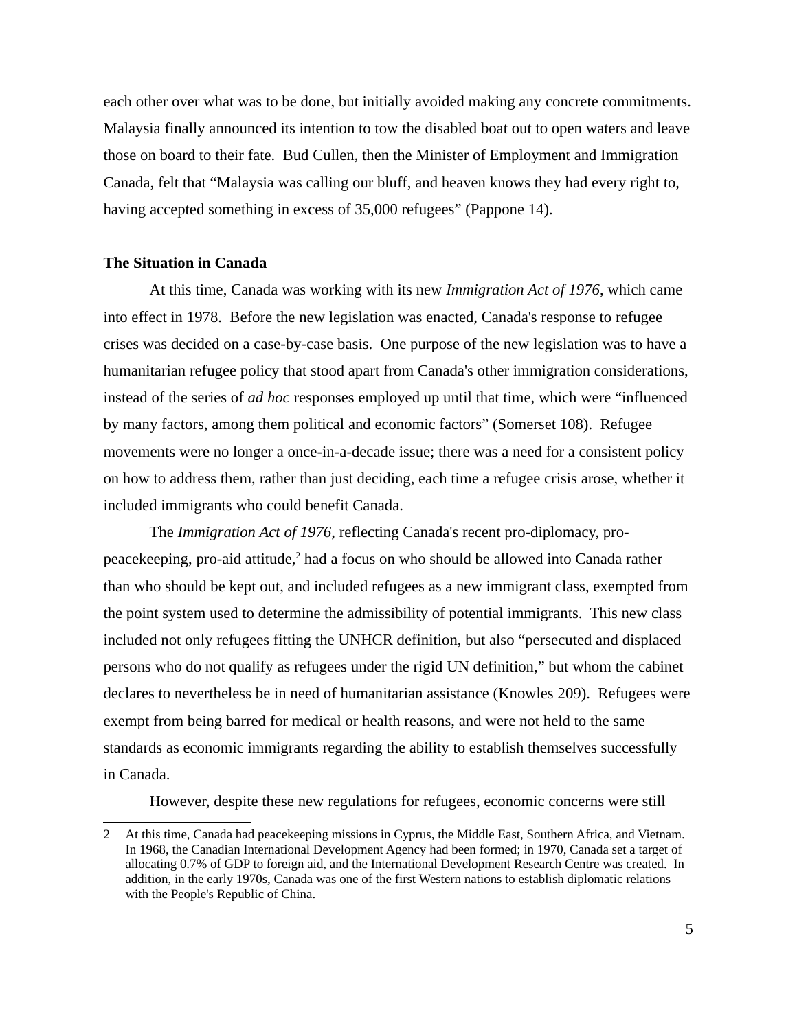each other over what was to be done, but initially avoided making any concrete commitments. Malaysia finally announced its intention to tow the disabled boat out to open waters and leave those on board to their fate. Bud Cullen, then the Minister of Employment and Immigration Canada, felt that "Malaysia was calling our bluff, and heaven knows they had every right to, having accepted something in excess of 35,000 refugees" (Pappone 14).

**The Situation in Canada**

At this time, Canada was working with its new *Immigration Act of 1976*, which came into effect in 1978. Before the new legislation was enacted, Canada's response to refugee crises was decided on a case-by-case basis. One purpose of the new legislation was to have a humanitarian refugee policy that stood apart from Canada's other immigration considerations, instead of the series of *ad hoc* responses employed up until that time, which were "influenced by many factors, among them political and economic factors" (Somerset 108). Refugee movements were no longer a once-in-a-decade issue; there was a need for a consistent policy on how to address them, rather than just deciding, each time a refugee crisis arose, whether it included immigrants who could benefit Canada.

The *Immigration Act of 1976*, reflecting Canada's recent pro-diplomacy, pro-peacekeeping, pro-aid attitude,[2] had a focus on who should be allowed into Canada rather than who should be kept out, and included refugees as a new immigrant class, exempted from the point system used to determine the admissibility of potential immigrants. This new class included not only refugees fitting the UNHCR definition, but also "persecuted and displaced persons who do not qualify as refugees under the rigid UN definition," but whom the cabinet declares to nevertheless be in need of humanitarian assistance (Knowles 209). Refugees were exempt from being barred for medical or health reasons, and were not held to the same standards as economic immigrants regarding the ability to establish themselves successfully in Canada.

However, despite these new regulations for refugees, economic concerns were still

---

2 At this time, Canada had peacekeeping missions in Cyprus, the Middle East, Southern Africa, and Vietnam. In 1968, the Canadian International Development Agency had been formed; in 1970, Canada set a target of allocating 0.7% of GDP to foreign aid, and the International Development Research Centre was created. In addition, in the early 1970s, Canada was one of the first Western nations to establish diplomatic relations with the People's Republic of China.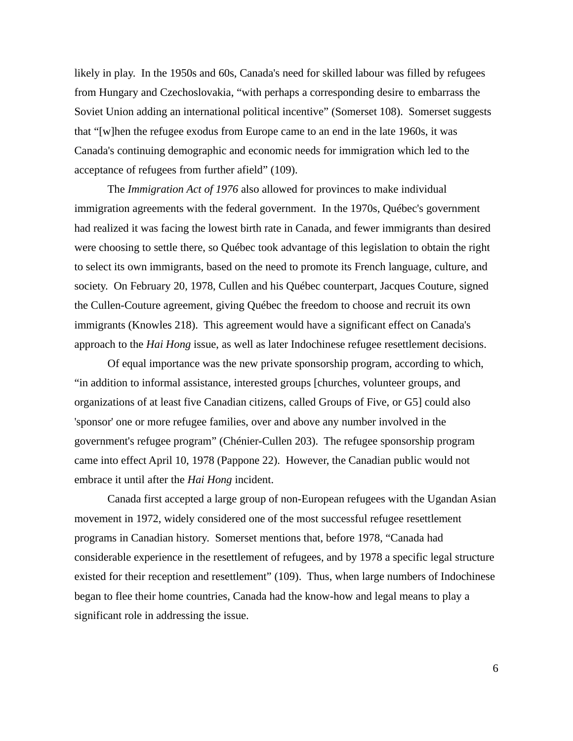likely in play. In the 1950s and 60s, Canada's need for skilled labour was filled by refugees from Hungary and Czechoslovakia, "with perhaps a corresponding desire to embarrass the Soviet Union adding an international political incentive" (Somerset 108). Somerset suggests that "[w]hen the refugee exodus from Europe came to an end in the late 1960s, it was Canada's continuing demographic and economic needs for immigration which led to the acceptance of refugees from further afield" (109).

The *Immigration Act of 1976* also allowed for provinces to make individual immigration agreements with the federal government. In the 1970s, Québec's government had realized it was facing the lowest birth rate in Canada, and fewer immigrants than desired were choosing to settle there, so Québec took advantage of this legislation to obtain the right to select its own immigrants, based on the need to promote its French language, culture, and society. On February 20, 1978, Cullen and his Québec counterpart, Jacques Couture, signed the Cullen-Couture agreement, giving Québec the freedom to choose and recruit its own immigrants (Knowles 218). This agreement would have a significant effect on Canada's approach to the *Hai Hong* issue, as well as later Indochinese refugee resettlement decisions.

Of equal importance was the new private sponsorship program, according to which, "in addition to informal assistance, interested groups [churches, volunteer groups, and organizations of at least five Canadian citizens, called Groups of Five, or G5] could also 'sponsor' one or more refugee families, over and above any number involved in the government's refugee program" (Chénier-Cullen 203). The refugee sponsorship program came into effect April 10, 1978 (Pappone 22). However, the Canadian public would not embrace it until after the *Hai Hong* incident.

Canada first accepted a large group of non-European refugees with the Ugandan Asian movement in 1972, widely considered one of the most successful refugee resettlement programs in Canadian history. Somerset mentions that, before 1978, "Canada had considerable experience in the resettlement of refugees, and by 1978 a specific legal structure existed for their reception and resettlement" (109). Thus, when large numbers of Indochinese began to flee their home countries, Canada had the know-how and legal means to play a significant role in addressing the issue.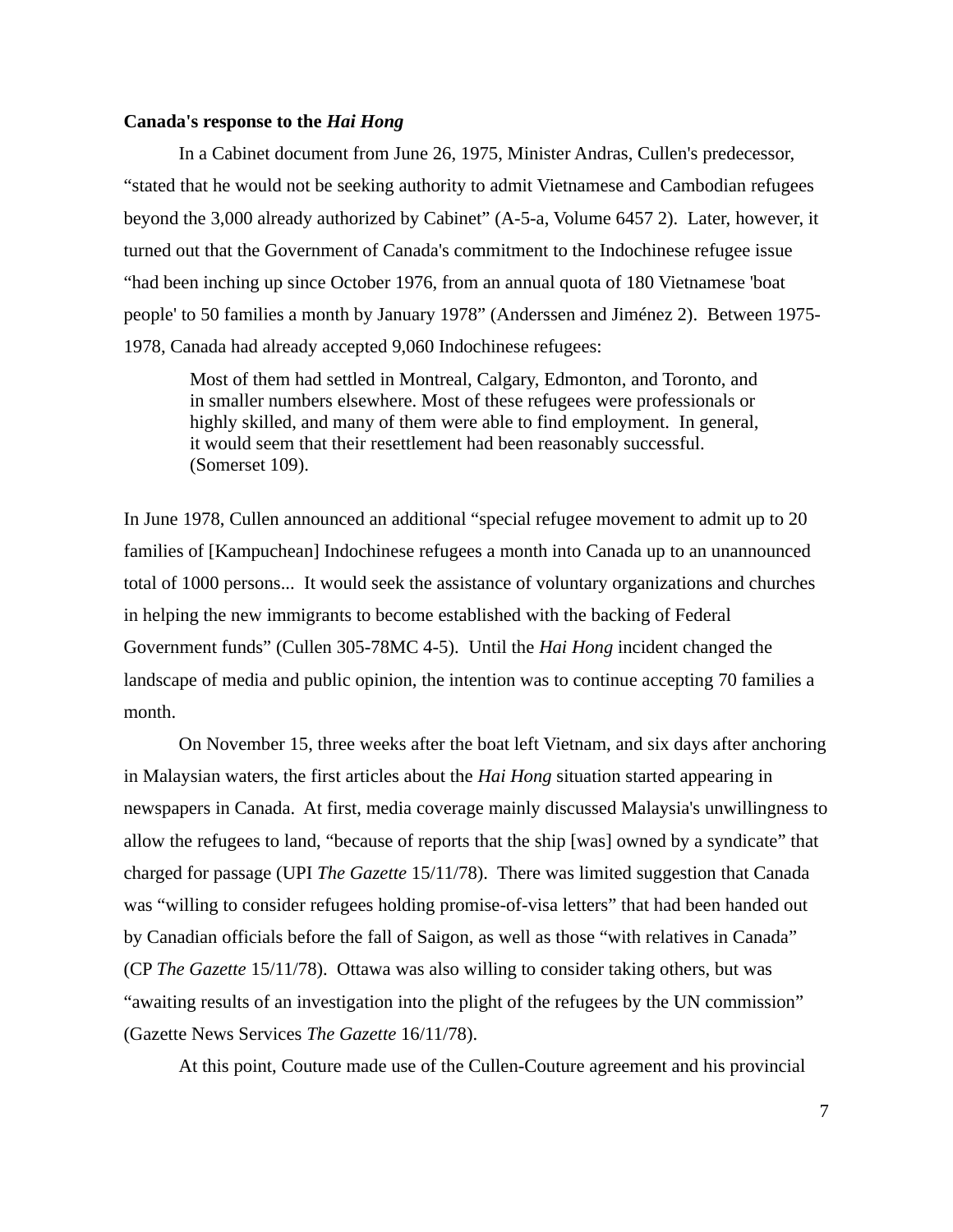**Canada's response to the *Hai Hong***

In a Cabinet document from June 26, 1975, Minister Andras, Cullen's predecessor, “stated that he would not be seeking authority to admit Vietnamese and Cambodian refugees beyond the 3,000 already authorized by Cabinet” (A-5-a, Volume 6457 2). Later, however, it turned out that the Government of Canada's commitment to the Indochinese refugee issue “had been inching up since October 1976, from an annual quota of 180 Vietnamese 'boat people' to 50 families a month by January 1978” (Anderssen and Jiménez 2). Between 1975-1978, Canada had already accepted 9,060 Indochinese refugees:

> Most of them had settled in Montreal, Calgary, Edmonton, and Toronto, and in smaller numbers elsewhere. Most of these refugees were professionals or highly skilled, and many of them were able to find employment. In general, it would seem that their resettlement had been reasonably successful. (Somerset 109).

In June 1978, Cullen announced an additional “special refugee movement to admit up to 20 families of [Kampuchean] Indochinese refugees a month into Canada up to an unannounced total of 1000 persons... It would seek the assistance of voluntary organizations and churches in helping the new immigrants to become established with the backing of Federal Government funds” (Cullen 305-78MC 4-5). Until the *Hai Hong* incident changed the landscape of media and public opinion, the intention was to continue accepting 70 families a month.

On November 15, three weeks after the boat left Vietnam, and six days after anchoring in Malaysian waters, the first articles about the *Hai Hong* situation started appearing in newspapers in Canada. At first, media coverage mainly discussed Malaysia's unwillingness to allow the refugees to land, “because of reports that the ship [was] owned by a syndicate” that charged for passage (UPI *The Gazette* 15/11/78). There was limited suggestion that Canada was “willing to consider refugees holding promise-of-visa letters” that had been handed out by Canadian officials before the fall of Saigon, as well as those “with relatives in Canada” (CP *The Gazette* 15/11/78). Ottawa was also willing to consider taking others, but was “awaiting results of an investigation into the plight of the refugees by the UN commission” (Gazette News Services *The Gazette* 16/11/78).

At this point, Couture made use of the Cullen-Couture agreement and his provincial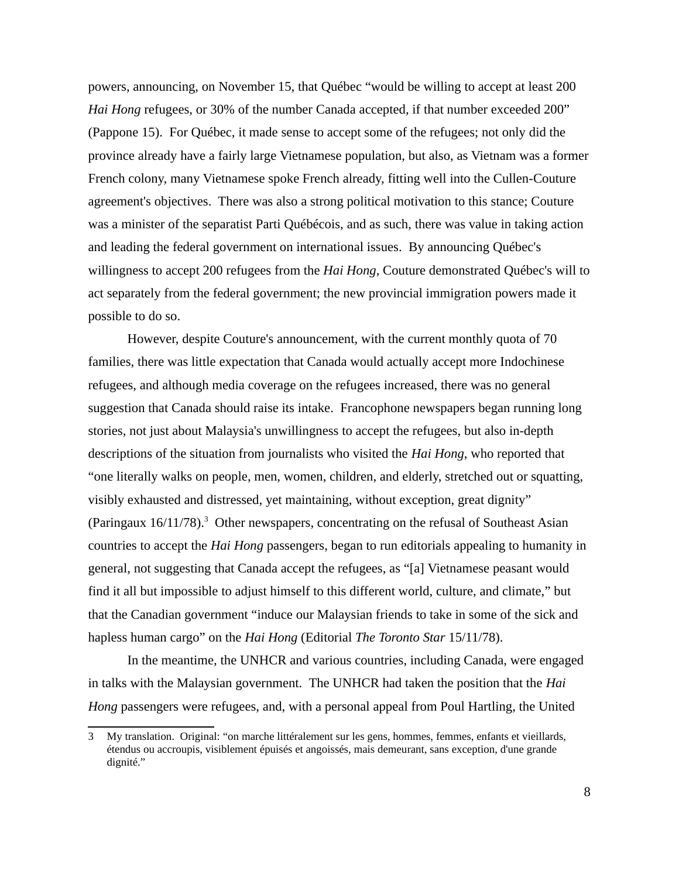powers, announcing, on November 15, that Québec "would be willing to accept at least 200 *Hai Hong* refugees, or 30% of the number Canada accepted, if that number exceeded 200" (Pappone 15). For Québec, it made sense to accept some of the refugees; not only did the province already have a fairly large Vietnamese population, but also, as Vietnam was a former French colony, many Vietnamese spoke French already, fitting well into the Cullen-Couture agreement's objectives. There was also a strong political motivation to this stance; Couture was a minister of the separatist Parti Québécois, and as such, there was value in taking action and leading the federal government on international issues. By announcing Québec's willingness to accept 200 refugees from the *Hai Hong*, Couture demonstrated Québec's will to act separately from the federal government; the new provincial immigration powers made it possible to do so.

However, despite Couture's announcement, with the current monthly quota of 70 families, there was little expectation that Canada would actually accept more Indochinese refugees, and although media coverage on the refugees increased, there was no general suggestion that Canada should raise its intake. Francophone newspapers began running long stories, not just about Malaysia's unwillingness to accept the refugees, but also in-depth descriptions of the situation from journalists who visited the *Hai Hong*, who reported that "one literally walks on people, men, women, children, and elderly, stretched out or squatting, visibly exhausted and distressed, yet maintaining, without exception, great dignity" (Paringaux 16/11/78).[3] Other newspapers, concentrating on the refusal of Southeast Asian countries to accept the *Hai Hong* passengers, began to run editorials appealing to humanity in general, not suggesting that Canada accept the refugees, as "[a] Vietnamese peasant would find it all but impossible to adjust himself to this different world, culture, and climate," but that the Canadian government "induce our Malaysian friends to take in some of the sick and hapless human cargo" on the *Hai Hong* (Editorial *The Toronto Star* 15/11/78).

In the meantime, the UNHCR and various countries, including Canada, were engaged in talks with the Malaysian government. The UNHCR had taken the position that the *Hai Hong* passengers were refugees, and, with a personal appeal from Poul Hartling, the United

---

3 My translation. Original: "on marche littéralement sur les gens, hommes, femmes, enfants et vieillards, étendus ou accroupis, visiblement épuisés et angoissés, mais demeurant, sans exception, d'une grande dignité."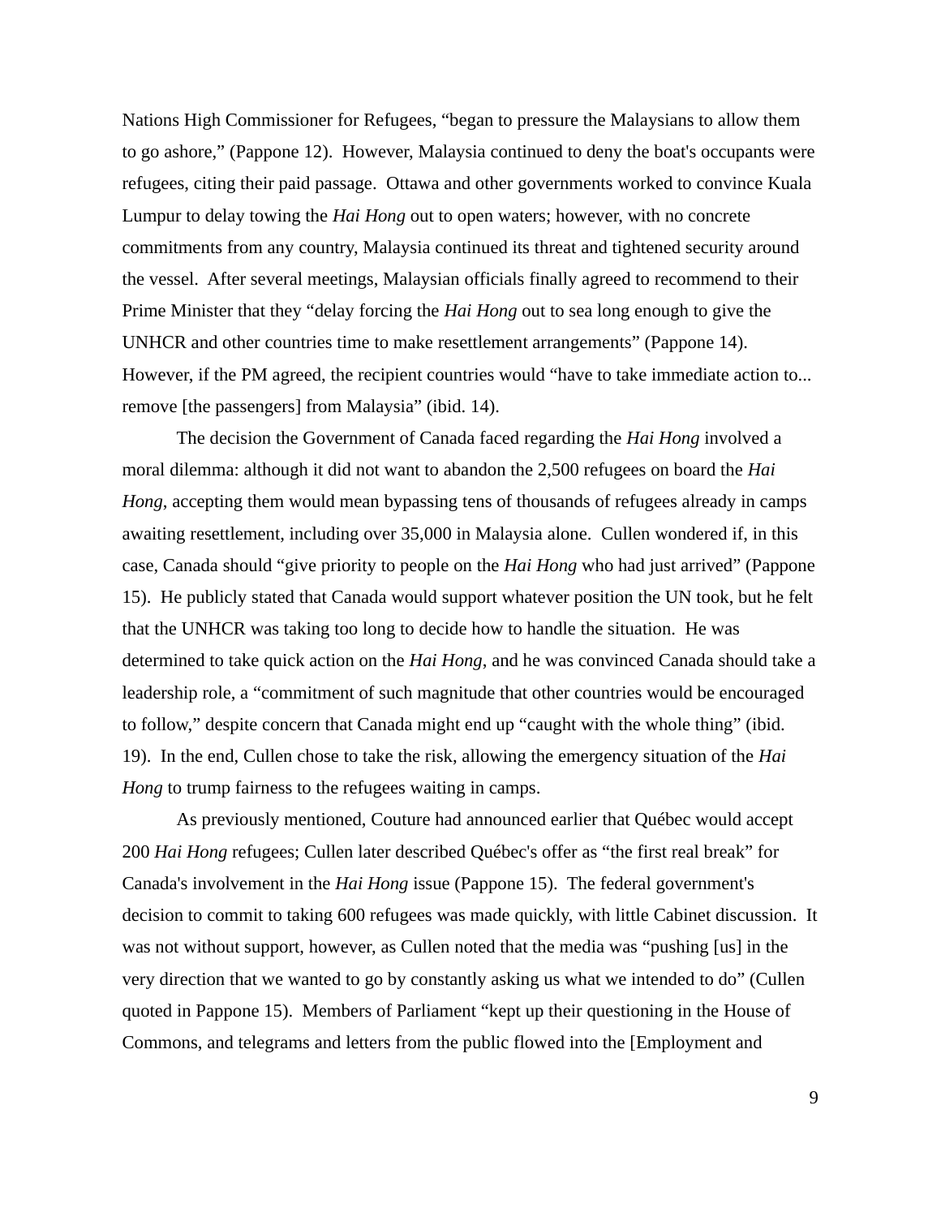Nations High Commissioner for Refugees, "began to pressure the Malaysians to allow them to go ashore," (Pappone 12). However, Malaysia continued to deny the boat's occupants were refugees, citing their paid passage. Ottawa and other governments worked to convince Kuala Lumpur to delay towing the *Hai Hong* out to open waters; however, with no concrete commitments from any country, Malaysia continued its threat and tightened security around the vessel. After several meetings, Malaysian officials finally agreed to recommend to their Prime Minister that they "delay forcing the *Hai Hong* out to sea long enough to give the UNHCR and other countries time to make resettlement arrangements" (Pappone 14). However, if the PM agreed, the recipient countries would "have to take immediate action to... remove [the passengers] from Malaysia" (ibid. 14).

The decision the Government of Canada faced regarding the *Hai Hong* involved a moral dilemma: although it did not want to abandon the 2,500 refugees on board the *Hai Hong*, accepting them would mean bypassing tens of thousands of refugees already in camps awaiting resettlement, including over 35,000 in Malaysia alone. Cullen wondered if, in this case, Canada should "give priority to people on the *Hai Hong* who had just arrived" (Pappone 15). He publicly stated that Canada would support whatever position the UN took, but he felt that the UNHCR was taking too long to decide how to handle the situation. He was determined to take quick action on the *Hai Hong*, and he was convinced Canada should take a leadership role, a "commitment of such magnitude that other countries would be encouraged to follow," despite concern that Canada might end up "caught with the whole thing" (ibid. 19). In the end, Cullen chose to take the risk, allowing the emergency situation of the *Hai Hong* to trump fairness to the refugees waiting in camps.

As previously mentioned, Couture had announced earlier that Québec would accept 200 *Hai Hong* refugees; Cullen later described Québec's offer as "the first real break" for Canada's involvement in the *Hai Hong* issue (Pappone 15). The federal government's decision to commit to taking 600 refugees was made quickly, with little Cabinet discussion. It was not without support, however, as Cullen noted that the media was "pushing [us] in the very direction that we wanted to go by constantly asking us what we intended to do" (Cullen quoted in Pappone 15). Members of Parliament "kept up their questioning in the House of Commons, and telegrams and letters from the public flowed into the [Employment and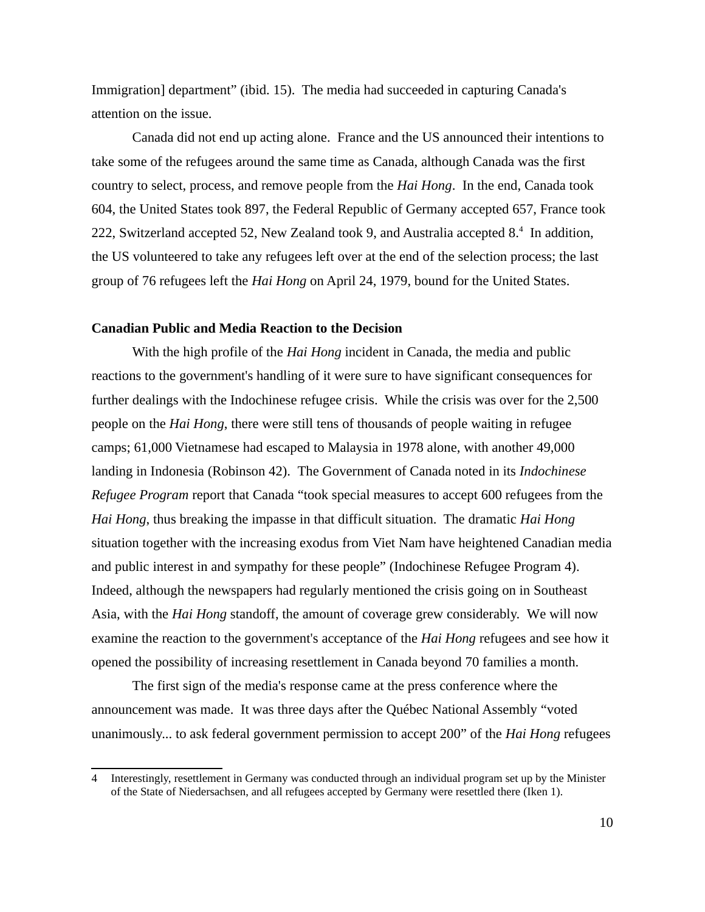Immigration] department" (ibid. 15). The media had succeeded in capturing Canada's attention on the issue.

Canada did not end up acting alone. France and the US announced their intentions to take some of the refugees around the same time as Canada, although Canada was the first country to select, process, and remove people from the *Hai Hong*. In the end, Canada took 604, the United States took 897, the Federal Republic of Germany accepted 657, France took 222, Switzerland accepted 52, New Zealand took 9, and Australia accepted 8.[4] In addition, the US volunteered to take any refugees left over at the end of the selection process; the last group of 76 refugees left the *Hai Hong* on April 24, 1979, bound for the United States.

**Canadian Public and Media Reaction to the Decision**

With the high profile of the *Hai Hong* incident in Canada, the media and public reactions to the government's handling of it were sure to have significant consequences for further dealings with the Indochinese refugee crisis. While the crisis was over for the 2,500 people on the *Hai Hong*, there were still tens of thousands of people waiting in refugee camps; 61,000 Vietnamese had escaped to Malaysia in 1978 alone, with another 49,000 landing in Indonesia (Robinson 42). The Government of Canada noted in its *Indochinese Refugee Program* report that Canada "took special measures to accept 600 refugees from the *Hai Hong*, thus breaking the impasse in that difficult situation. The dramatic *Hai Hong* situation together with the increasing exodus from Viet Nam have heightened Canadian media and public interest in and sympathy for these people" (Indochinese Refugee Program 4). Indeed, although the newspapers had regularly mentioned the crisis going on in Southeast Asia, with the *Hai Hong* standoff, the amount of coverage grew considerably. We will now examine the reaction to the government's acceptance of the *Hai Hong* refugees and see how it opened the possibility of increasing resettlement in Canada beyond 70 families a month.

The first sign of the media's response came at the press conference where the announcement was made. It was three days after the Québec National Assembly "voted unanimously... to ask federal government permission to accept 200" of the *Hai Hong* refugees

4 Interestingly, resettlement in Germany was conducted through an individual program set up by the Minister of the State of Niedersachsen, and all refugees accepted by Germany were resettled there (Iken 1).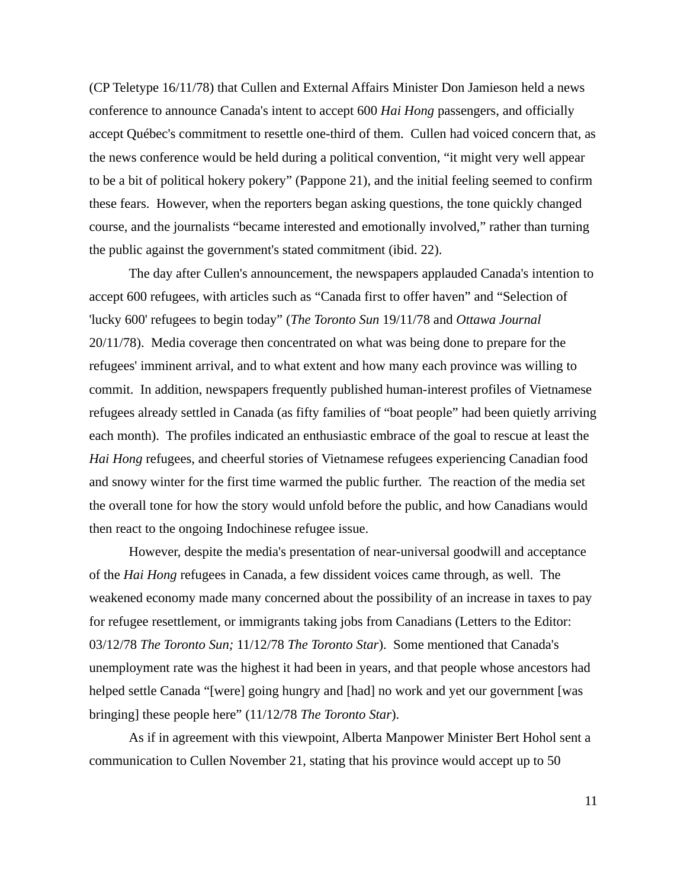(CP Teletype 16/11/78) that Cullen and External Affairs Minister Don Jamieson held a news conference to announce Canada's intent to accept 600 *Hai Hong* passengers, and officially accept Québec's commitment to resettle one-third of them. Cullen had voiced concern that, as the news conference would be held during a political convention, "it might very well appear to be a bit of political hokery pokery" (Pappone 21), and the initial feeling seemed to confirm these fears. However, when the reporters began asking questions, the tone quickly changed course, and the journalists "became interested and emotionally involved," rather than turning the public against the government's stated commitment (ibid. 22).

The day after Cullen's announcement, the newspapers applauded Canada's intention to accept 600 refugees, with articles such as "Canada first to offer haven" and "Selection of 'lucky 600' refugees to begin today" (*The Toronto Sun* 19/11/78 and *Ottawa Journal* 20/11/78). Media coverage then concentrated on what was being done to prepare for the refugees' imminent arrival, and to what extent and how many each province was willing to commit. In addition, newspapers frequently published human-interest profiles of Vietnamese refugees already settled in Canada (as fifty families of "boat people" had been quietly arriving each month). The profiles indicated an enthusiastic embrace of the goal to rescue at least the *Hai Hong* refugees, and cheerful stories of Vietnamese refugees experiencing Canadian food and snowy winter for the first time warmed the public further. The reaction of the media set the overall tone for how the story would unfold before the public, and how Canadians would then react to the ongoing Indochinese refugee issue.

However, despite the media's presentation of near-universal goodwill and acceptance of the *Hai Hong* refugees in Canada, a few dissident voices came through, as well. The weakened economy made many concerned about the possibility of an increase in taxes to pay for refugee resettlement, or immigrants taking jobs from Canadians (Letters to the Editor: 03/12/78 *The Toronto Sun;* 11/12/78 *The Toronto Star*). Some mentioned that Canada's unemployment rate was the highest it had been in years, and that people whose ancestors had helped settle Canada "[were] going hungry and [had] no work and yet our government [was bringing] these people here" (11/12/78 *The Toronto Star*).

As if in agreement with this viewpoint, Alberta Manpower Minister Bert Hohol sent a communication to Cullen November 21, stating that his province would accept up to 50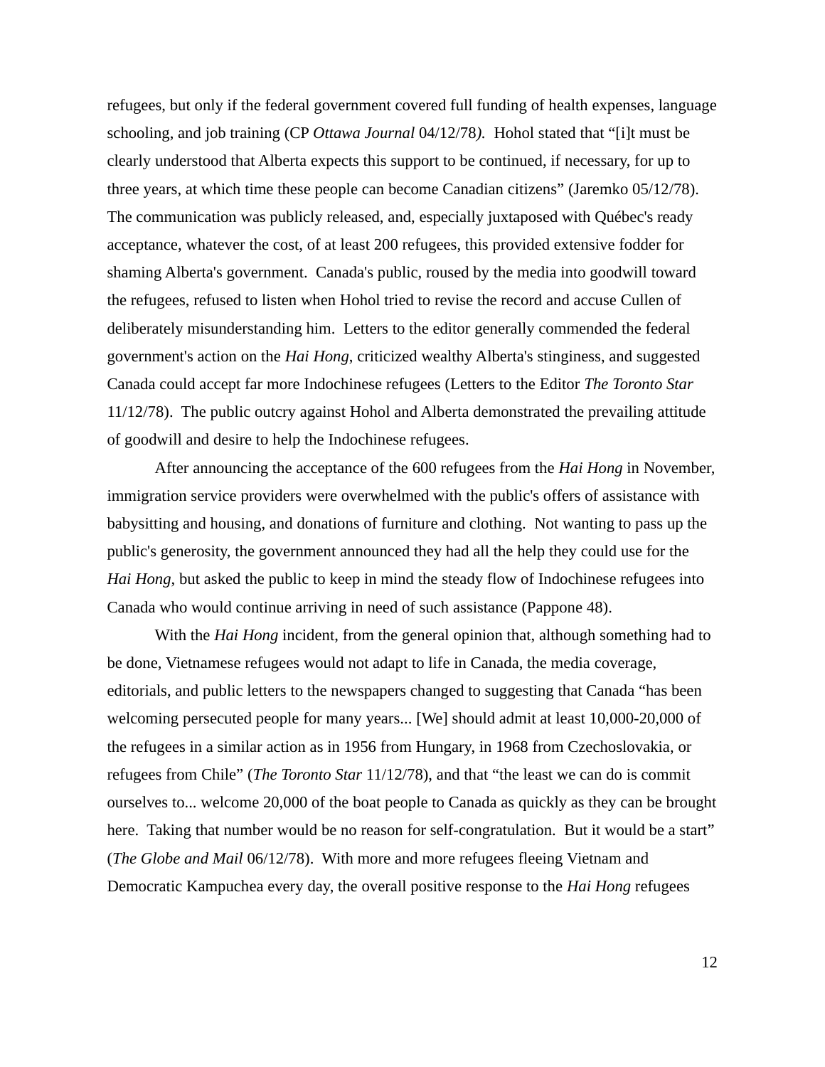refugees, but only if the federal government covered full funding of health expenses, language schooling, and job training (CP *Ottawa Journal* 04/12/78*)*. Hohol stated that "[i]t must be clearly understood that Alberta expects this support to be continued, if necessary, for up to three years, at which time these people can become Canadian citizens" (Jaremko 05/12/78). The communication was publicly released, and, especially juxtaposed with Québec's ready acceptance, whatever the cost, of at least 200 refugees, this provided extensive fodder for shaming Alberta's government. Canada's public, roused by the media into goodwill toward the refugees, refused to listen when Hohol tried to revise the record and accuse Cullen of deliberately misunderstanding him. Letters to the editor generally commended the federal government's action on the *Hai Hong*, criticized wealthy Alberta's stinginess, and suggested Canada could accept far more Indochinese refugees (Letters to the Editor *The Toronto Star* 11/12/78). The public outcry against Hohol and Alberta demonstrated the prevailing attitude of goodwill and desire to help the Indochinese refugees.

After announcing the acceptance of the 600 refugees from the *Hai Hong* in November, immigration service providers were overwhelmed with the public's offers of assistance with babysitting and housing, and donations of furniture and clothing. Not wanting to pass up the public's generosity, the government announced they had all the help they could use for the *Hai Hong*, but asked the public to keep in mind the steady flow of Indochinese refugees into Canada who would continue arriving in need of such assistance (Pappone 48).

With the *Hai Hong* incident, from the general opinion that, although something had to be done, Vietnamese refugees would not adapt to life in Canada, the media coverage, editorials, and public letters to the newspapers changed to suggesting that Canada "has been welcoming persecuted people for many years... [We] should admit at least 10,000-20,000 of the refugees in a similar action as in 1956 from Hungary, in 1968 from Czechoslovakia, or refugees from Chile" (*The Toronto Star* 11/12/78), and that "the least we can do is commit ourselves to... welcome 20,000 of the boat people to Canada as quickly as they can be brought here. Taking that number would be no reason for self-congratulation. But it would be a start" (*The Globe and Mail* 06/12/78). With more and more refugees fleeing Vietnam and Democratic Kampuchea every day, the overall positive response to the *Hai Hong* refugees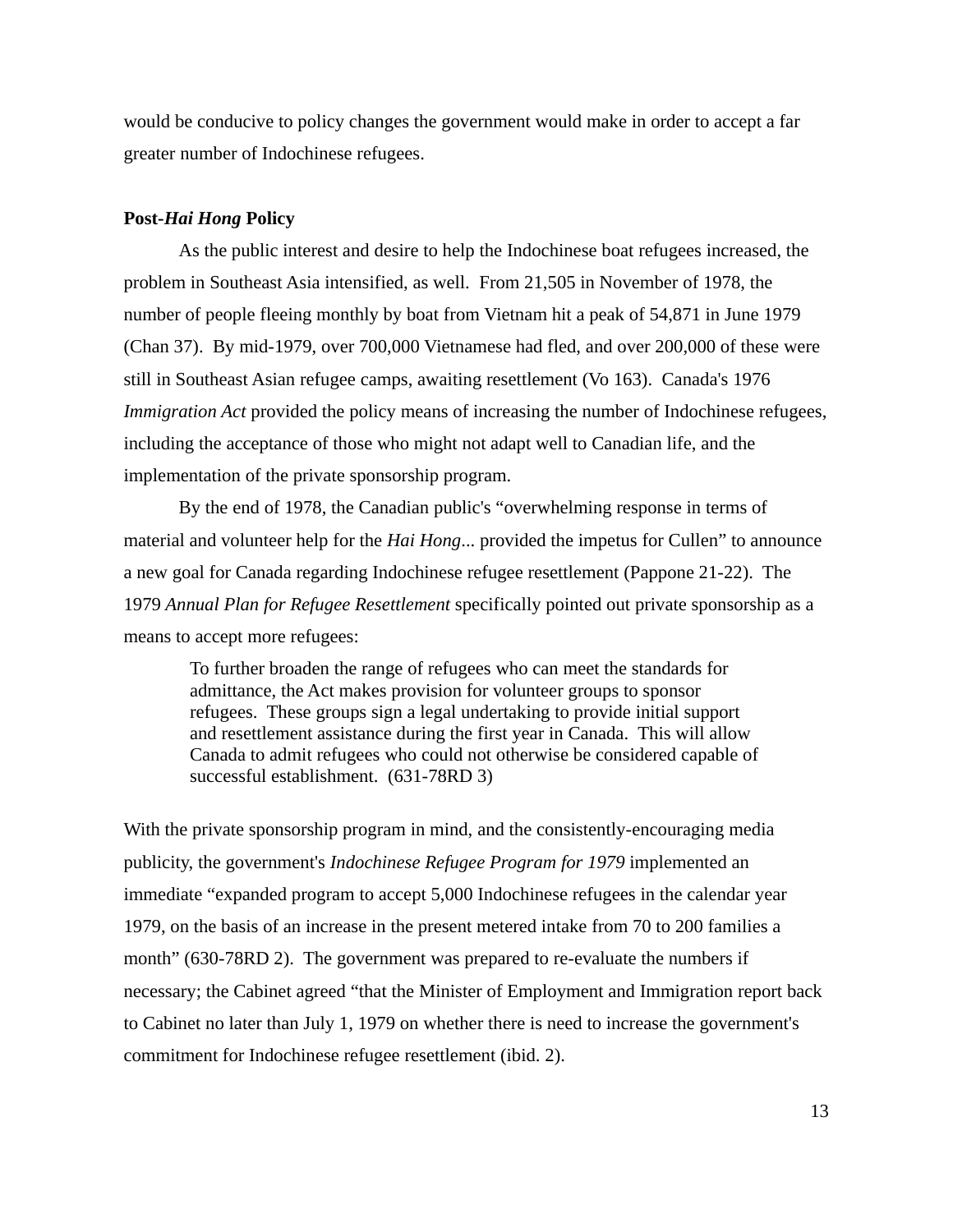would be conducive to policy changes the government would make in order to accept a far greater number of Indochinese refugees.

**Post-*Hai Hong* Policy**

As the public interest and desire to help the Indochinese boat refugees increased, the problem in Southeast Asia intensified, as well. From 21,505 in November of 1978, the number of people fleeing monthly by boat from Vietnam hit a peak of 54,871 in June 1979 (Chan 37). By mid-1979, over 700,000 Vietnamese had fled, and over 200,000 of these were still in Southeast Asian refugee camps, awaiting resettlement (Vo 163). Canada's 1976 *Immigration Act* provided the policy means of increasing the number of Indochinese refugees, including the acceptance of those who might not adapt well to Canadian life, and the implementation of the private sponsorship program.

By the end of 1978, the Canadian public's "overwhelming response in terms of material and volunteer help for the *Hai Hong*... provided the impetus for Cullen" to announce a new goal for Canada regarding Indochinese refugee resettlement (Pappone 21-22). The 1979 *Annual Plan for Refugee Resettlement* specifically pointed out private sponsorship as a means to accept more refugees:

> To further broaden the range of refugees who can meet the standards for admittance, the Act makes provision for volunteer groups to sponsor refugees. These groups sign a legal undertaking to provide initial support and resettlement assistance during the first year in Canada. This will allow Canada to admit refugees who could not otherwise be considered capable of successful establishment. (631-78RD 3)

With the private sponsorship program in mind, and the consistently-encouraging media publicity, the government's *Indochinese Refugee Program for 1979* implemented an immediate "expanded program to accept 5,000 Indochinese refugees in the calendar year 1979, on the basis of an increase in the present metered intake from 70 to 200 families a month" (630-78RD 2). The government was prepared to re-evaluate the numbers if necessary; the Cabinet agreed "that the Minister of Employment and Immigration report back to Cabinet no later than July 1, 1979 on whether there is need to increase the government's commitment for Indochinese refugee resettlement (ibid. 2).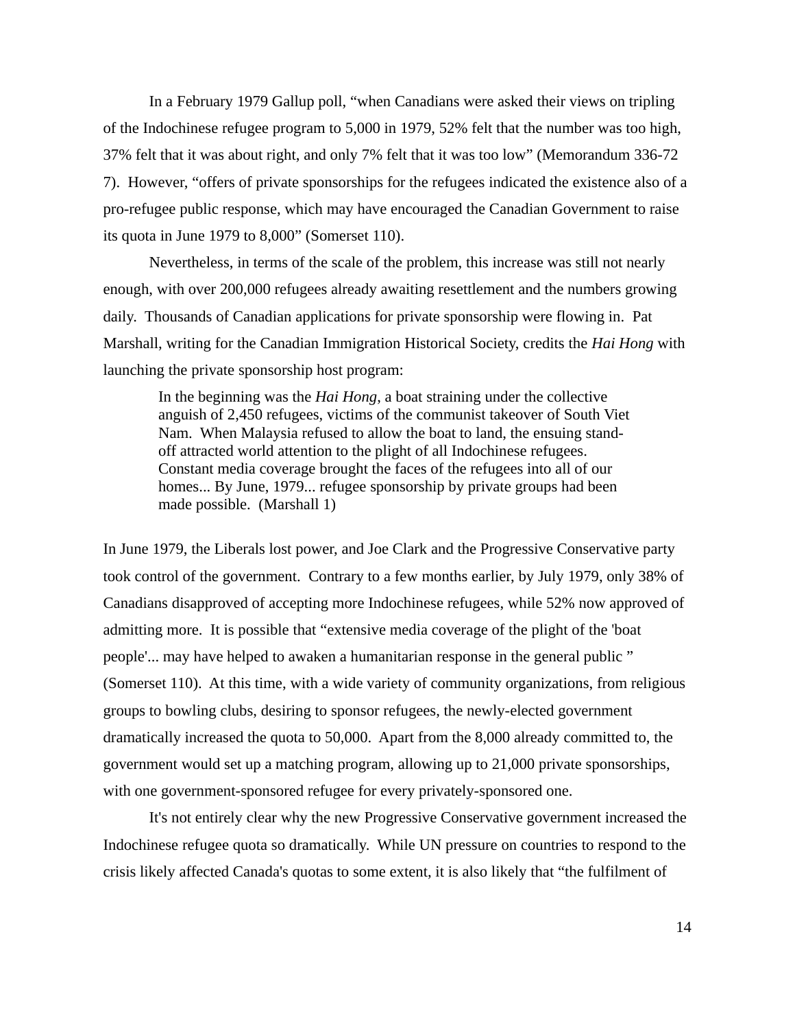In a February 1979 Gallup poll, “when Canadians were asked their views on tripling of the Indochinese refugee program to 5,000 in 1979, 52% felt that the number was too high, 37% felt that it was about right, and only 7% felt that it was too low” (Memorandum 336-72 7). However, “offers of private sponsorships for the refugees indicated the existence also of a pro-refugee public response, which may have encouraged the Canadian Government to raise its quota in June 1979 to 8,000” (Somerset 110).

Nevertheless, in terms of the scale of the problem, this increase was still not nearly enough, with over 200,000 refugees already awaiting resettlement and the numbers growing daily. Thousands of Canadian applications for private sponsorship were flowing in. Pat Marshall, writing for the Canadian Immigration Historical Society, credits the *Hai Hong* with launching the private sponsorship host program:

> In the beginning was the *Hai Hong*, a boat straining under the collective anguish of 2,450 refugees, victims of the communist takeover of South Viet Nam. When Malaysia refused to allow the boat to land, the ensuing stand-off attracted world attention to the plight of all Indochinese refugees. Constant media coverage brought the faces of the refugees into all of our homes... By June, 1979... refugee sponsorship by private groups had been made possible. (Marshall 1)

In June 1979, the Liberals lost power, and Joe Clark and the Progressive Conservative party took control of the government. Contrary to a few months earlier, by July 1979, only 38% of Canadians disapproved of accepting more Indochinese refugees, while 52% now approved of admitting more. It is possible that “extensive media coverage of the plight of the 'boat people'... may have helped to awaken a humanitarian response in the general public ” (Somerset 110). At this time, with a wide variety of community organizations, from religious groups to bowling clubs, desiring to sponsor refugees, the newly-elected government dramatically increased the quota to 50,000. Apart from the 8,000 already committed to, the government would set up a matching program, allowing up to 21,000 private sponsorships, with one government-sponsored refugee for every privately-sponsored one.

It's not entirely clear why the new Progressive Conservative government increased the Indochinese refugee quota so dramatically. While UN pressure on countries to respond to the crisis likely affected Canada's quotas to some extent, it is also likely that “the fulfilment of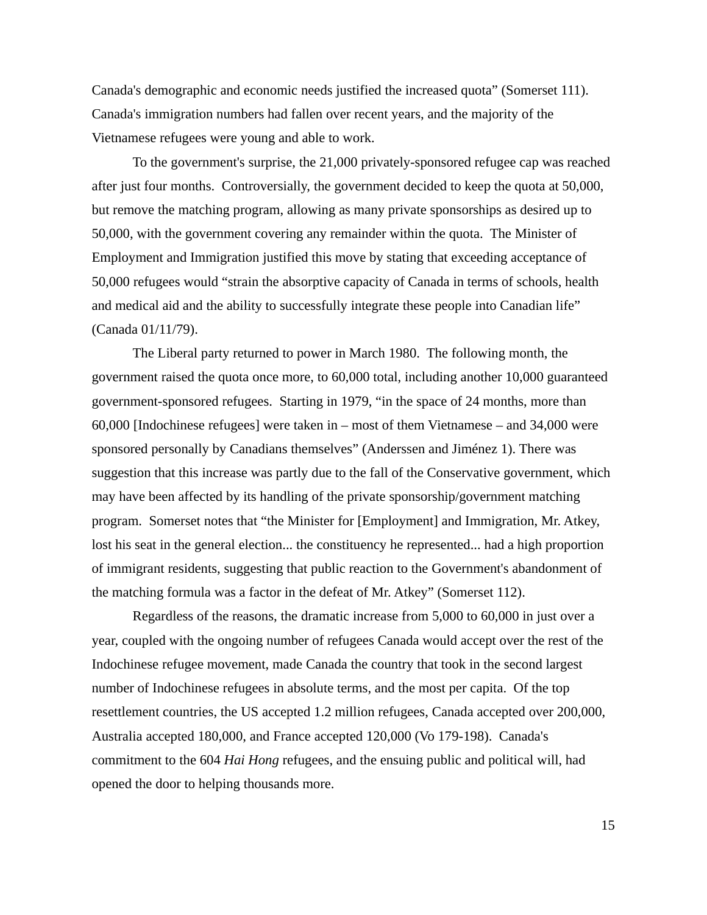Canada's demographic and economic needs justified the increased quota" (Somerset 111). Canada's immigration numbers had fallen over recent years, and the majority of the Vietnamese refugees were young and able to work.

To the government's surprise, the 21,000 privately-sponsored refugee cap was reached after just four months. Controversially, the government decided to keep the quota at 50,000, but remove the matching program, allowing as many private sponsorships as desired up to 50,000, with the government covering any remainder within the quota. The Minister of Employment and Immigration justified this move by stating that exceeding acceptance of 50,000 refugees would "strain the absorptive capacity of Canada in terms of schools, health and medical aid and the ability to successfully integrate these people into Canadian life" (Canada 01/11/79).

The Liberal party returned to power in March 1980. The following month, the government raised the quota once more, to 60,000 total, including another 10,000 guaranteed government-sponsored refugees. Starting in 1979, "in the space of 24 months, more than 60,000 [Indochinese refugees] were taken in – most of them Vietnamese – and 34,000 were sponsored personally by Canadians themselves" (Anderssen and Jiménez 1). There was suggestion that this increase was partly due to the fall of the Conservative government, which may have been affected by its handling of the private sponsorship/government matching program. Somerset notes that "the Minister for [Employment] and Immigration, Mr. Atkey, lost his seat in the general election... the constituency he represented... had a high proportion of immigrant residents, suggesting that public reaction to the Government's abandonment of the matching formula was a factor in the defeat of Mr. Atkey" (Somerset 112).

Regardless of the reasons, the dramatic increase from 5,000 to 60,000 in just over a year, coupled with the ongoing number of refugees Canada would accept over the rest of the Indochinese refugee movement, made Canada the country that took in the second largest number of Indochinese refugees in absolute terms, and the most per capita. Of the top resettlement countries, the US accepted 1.2 million refugees, Canada accepted over 200,000, Australia accepted 180,000, and France accepted 120,000 (Vo 179-198). Canada's commitment to the 604 *Hai Hong* refugees, and the ensuing public and political will, had opened the door to helping thousands more.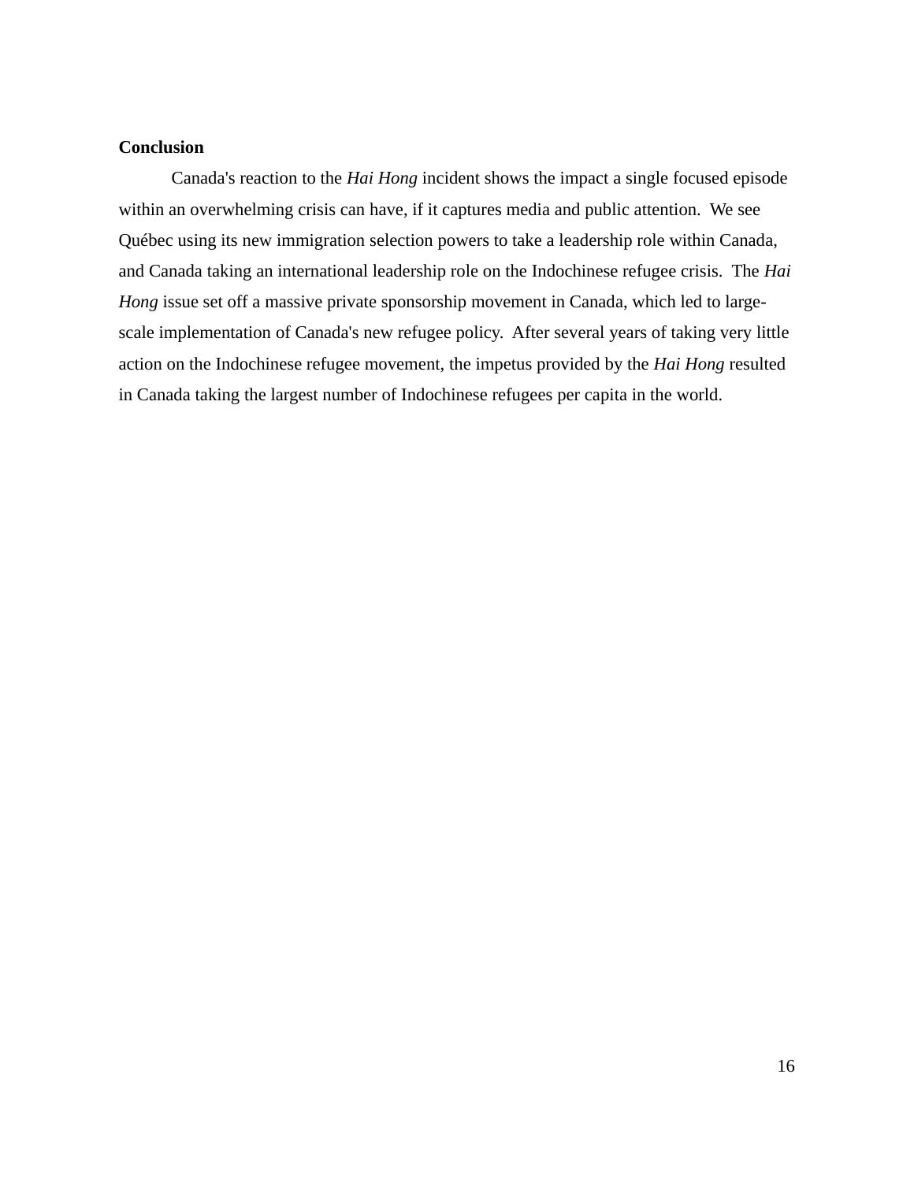**Conclusion**

Canada's reaction to the *Hai Hong* incident shows the impact a single focused episode within an overwhelming crisis can have, if it captures media and public attention. We see Québec using its new immigration selection powers to take a leadership role within Canada, and Canada taking an international leadership role on the Indochinese refugee crisis. The *Hai Hong* issue set off a massive private sponsorship movement in Canada, which led to large-scale implementation of Canada's new refugee policy. After several years of taking very little action on the Indochinese refugee movement, the impetus provided by the *Hai Hong* resulted in Canada taking the largest number of Indochinese refugees per capita in the world.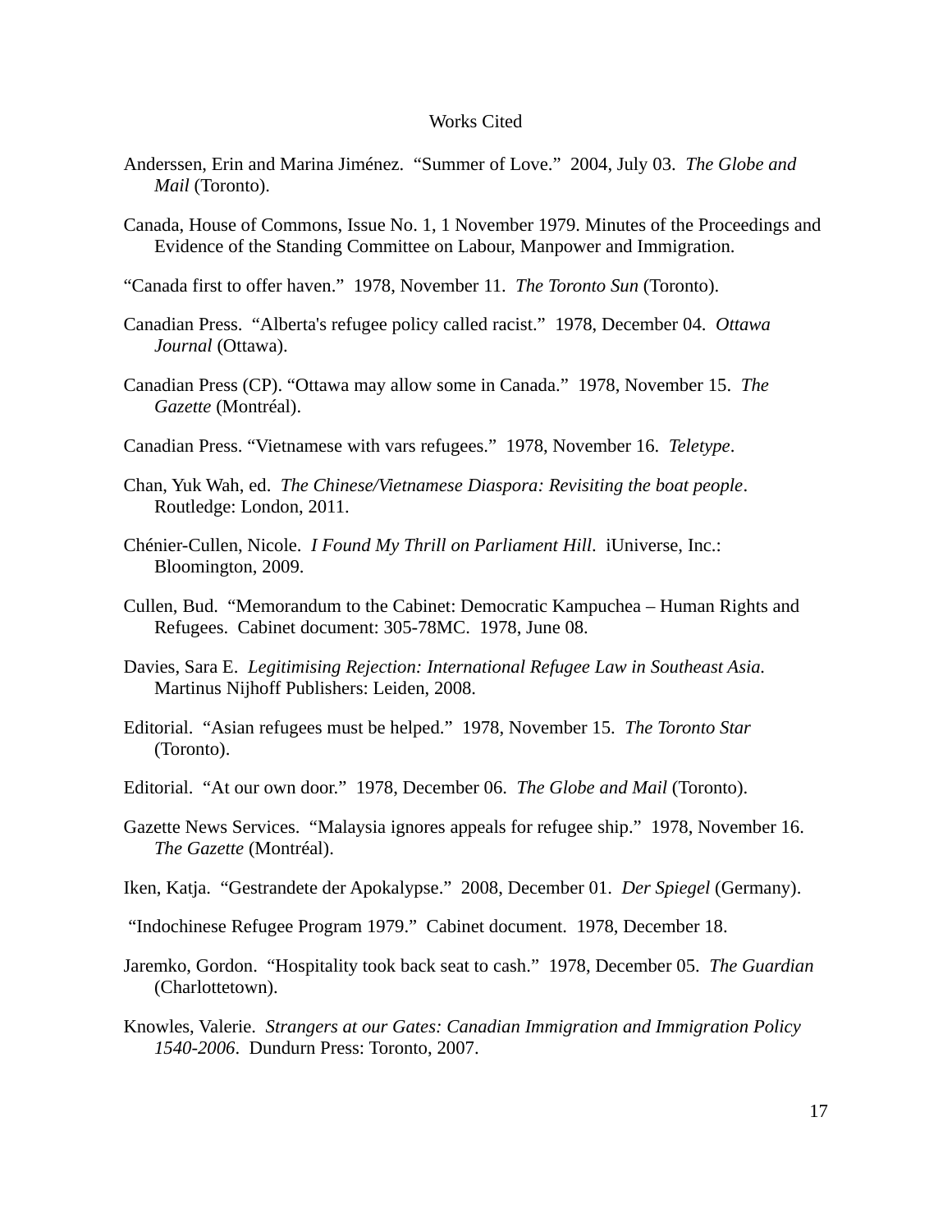# Works Cited

Anderssen, Erin and Marina Jiménez. "Summer of Love." 2004, July 03. *The Globe and Mail* (Toronto).

Canada, House of Commons, Issue No. 1, 1 November 1979. Minutes of the Proceedings and Evidence of the Standing Committee on Labour, Manpower and Immigration.

"Canada first to offer haven." 1978, November 11. *The Toronto Sun* (Toronto).

Canadian Press. "Alberta's refugee policy called racist." 1978, December 04. *Ottawa Journal* (Ottawa).

Canadian Press (CP). "Ottawa may allow some in Canada." 1978, November 15. *The Gazette* (Montréal).

Canadian Press. "Vietnamese with vars refugees." 1978, November 16. *Teletype*.

Chan, Yuk Wah, ed. *The Chinese/Vietnamese Diaspora: Revisiting the boat people*. Routledge: London, 2011.

Chénier-Cullen, Nicole. *I Found My Thrill on Parliament Hill*. iUniverse, Inc.: Bloomington, 2009.

Cullen, Bud. "Memorandum to the Cabinet: Democratic Kampuchea – Human Rights and Refugees. Cabinet document: 305-78MC. 1978, June 08.

Davies, Sara E. *Legitimising Rejection: International Refugee Law in Southeast Asia.* Martinus Nijhoff Publishers: Leiden, 2008.

Editorial. "Asian refugees must be helped." 1978, November 15. *The Toronto Star* (Toronto).

Editorial. "At our own door." 1978, December 06. *The Globe and Mail* (Toronto).

Gazette News Services. "Malaysia ignores appeals for refugee ship." 1978, November 16. *The Gazette* (Montréal).

Iken, Katja. "Gestrandete der Apokalypse." 2008, December 01. *Der Spiegel* (Germany).

"Indochinese Refugee Program 1979." Cabinet document. 1978, December 18.

Jaremko, Gordon. "Hospitality took back seat to cash." 1978, December 05. *The Guardian* (Charlottetown).

Knowles, Valerie. *Strangers at our Gates: Canadian Immigration and Immigration Policy 1540-2006*. Dundurn Press: Toronto, 2007.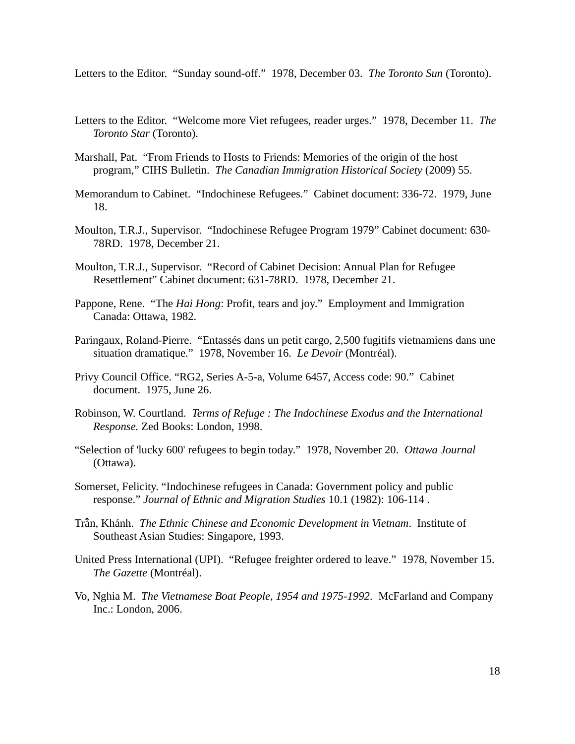Letters to the Editor. "Sunday sound-off." 1978, December 03. *The Toronto Sun* (Toronto).

Letters to the Editor. "Welcome more Viet refugees, reader urges." 1978, December 11. *The Toronto Star* (Toronto).

Marshall, Pat. "From Friends to Hosts to Friends: Memories of the origin of the host program," CIHS Bulletin. *The Canadian Immigration Historical Society* (2009) 55.

Memorandum to Cabinet. "Indochinese Refugees." Cabinet document: 336-72. 1979, June 18.

Moulton, T.R.J., Supervisor. "Indochinese Refugee Program 1979" Cabinet document: 630-78RD. 1978, December 21.

Moulton, T.R.J., Supervisor. "Record of Cabinet Decision: Annual Plan for Refugee Resettlement" Cabinet document: 631-78RD. 1978, December 21.

Pappone, Rene. "The *Hai Hong*: Profit, tears and joy." Employment and Immigration Canada: Ottawa, 1982.

Paringaux, Roland-Pierre. "Entassés dans un petit cargo, 2,500 fugitifs vietnamiens dans une situation dramatique." 1978, November 16. *Le Devoir* (Montréal).

Privy Council Office. "RG2, Series A-5-a, Volume 6457, Access code: 90." Cabinet document. 1975, June 26.

Robinson, W. Courtland. *Terms of Refuge : The Indochinese Exodus and the International Response.* Zed Books: London, 1998.

"Selection of 'lucky 600' refugees to begin today." 1978, November 20. *Ottawa Journal* (Ottawa).

Somerset, Felicity. "Indochinese refugees in Canada: Government policy and public response." *Journal of Ethnic and Migration Studies* 10.1 (1982): 106-114 .

Trần, Khánh. *The Ethnic Chinese and Economic Development in Vietnam*. Institute of Southeast Asian Studies: Singapore, 1993.

United Press International (UPI). "Refugee freighter ordered to leave." 1978, November 15. *The Gazette* (Montréal).

Vo, Nghia M. *The Vietnamese Boat People, 1954 and 1975-1992*. McFarland and Company Inc.: London, 2006.